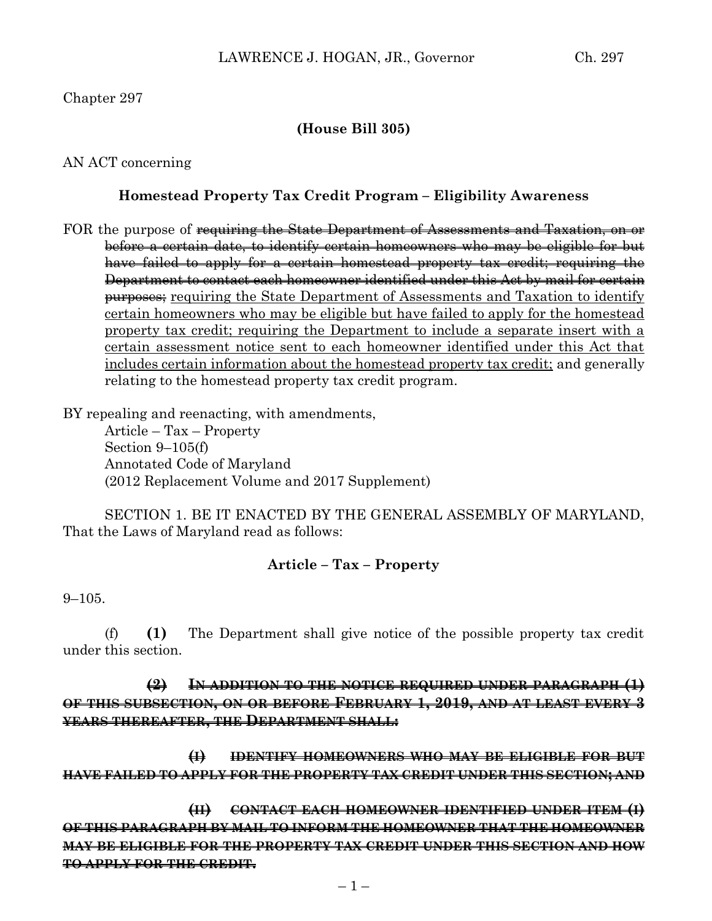Chapter 297

**(House Bill 305)**

AN ACT concerning

**Homestead Property Tax Credit Program – Eligibility Awareness**

FOR the purpose of ~~requiring the State Department of Assessments and Taxation, on or before a certain date, to identify certain homeowners who may be eligible for but have failed to apply for a certain homestead property tax credit; requiring the Department to contact each homeowner identified under this Act by mail for certain purposes;~~ <u>requiring the State Department of Assessments and Taxation to identify certain homeowners who may be eligible but have failed to apply for the homestead property tax credit; requiring the Department to include a separate insert with a certain assessment notice sent to each homeowner identified under this Act that includes certain information about the homestead property tax credit;</u> and generally relating to the homestead property tax credit program.

BY repealing and reenacting, with amendments,
Article – Tax – Property
Section 9–105(f)
Annotated Code of Maryland
(2012 Replacement Volume and 2017 Supplement)

SECTION 1. BE IT ENACTED BY THE GENERAL ASSEMBLY OF MARYLAND, That the Laws of Maryland read as follows:

**Article – Tax – Property**

9–105.

(f) **(1)** The Department shall give notice of the possible property tax credit under this section.

~~**(2) IN ADDITION TO THE NOTICE REQUIRED UNDER PARAGRAPH (1) OF THIS SUBSECTION, ON OR BEFORE FEBRUARY 1, 2019, AND AT LEAST EVERY 3 YEARS THEREAFTER, THE DEPARTMENT SHALL:**~~

~~**(I) IDENTIFY HOMEOWNERS WHO MAY BE ELIGIBLE FOR BUT HAVE FAILED TO APPLY FOR THE PROPERTY TAX CREDIT UNDER THIS SECTION; AND**~~

~~**(II) CONTACT EACH HOMEOWNER IDENTIFIED UNDER ITEM (I) OF THIS PARAGRAPH BY MAIL TO INFORM THE HOMEOWNER THAT THE HOMEOWNER MAY BE ELIGIBLE FOR THE PROPERTY TAX CREDIT UNDER THIS SECTION AND HOW TO APPLY FOR THE CREDIT.**~~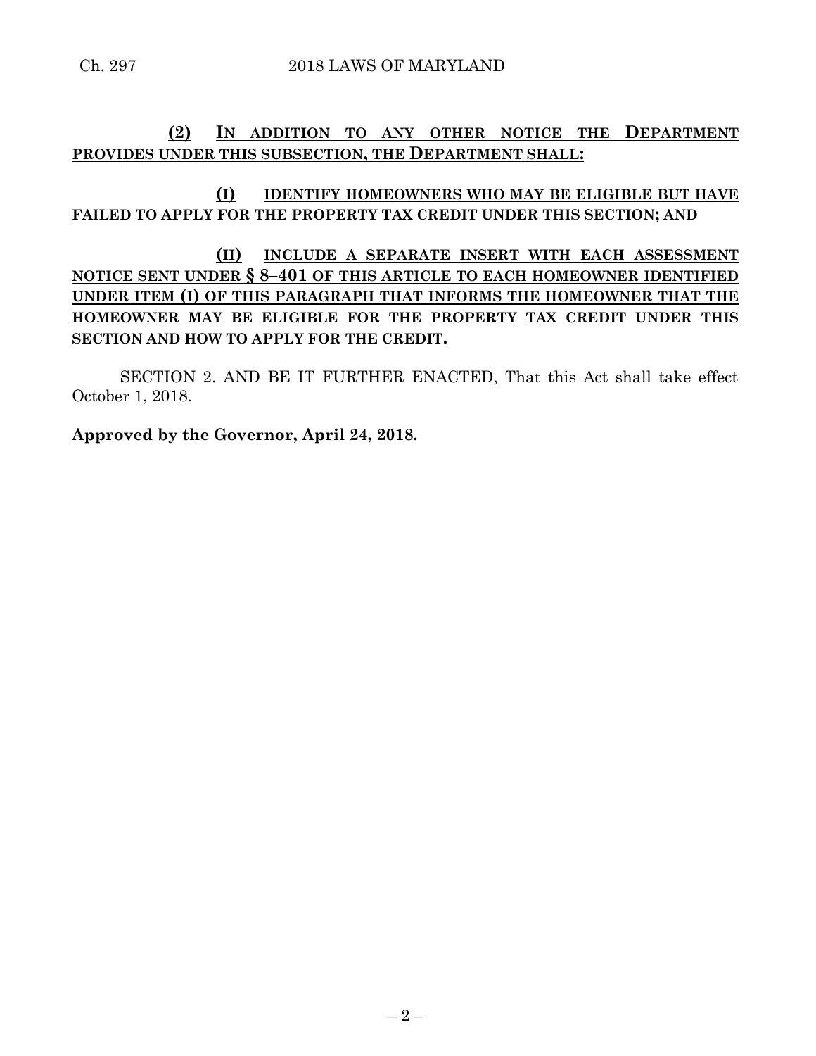**(2)** **IN ADDITION TO ANY OTHER NOTICE THE DEPARTMENT PROVIDES UNDER THIS SUBSECTION, THE DEPARTMENT SHALL:**

**(I)** **IDENTIFY HOMEOWNERS WHO MAY BE ELIGIBLE BUT HAVE FAILED TO APPLY FOR THE PROPERTY TAX CREDIT UNDER THIS SECTION; AND**

**(II)** **INCLUDE A SEPARATE INSERT WITH EACH ASSESSMENT NOTICE SENT UNDER § 8–401 OF THIS ARTICLE TO EACH HOMEOWNER IDENTIFIED UNDER ITEM (I) OF THIS PARAGRAPH THAT INFORMS THE HOMEOWNER THAT THE HOMEOWNER MAY BE ELIGIBLE FOR THE PROPERTY TAX CREDIT UNDER THIS SECTION AND HOW TO APPLY FOR THE CREDIT.**

SECTION 2. AND BE IT FURTHER ENACTED, That this Act shall take effect October 1, 2018.

**Approved by the Governor, April 24, 2018.**